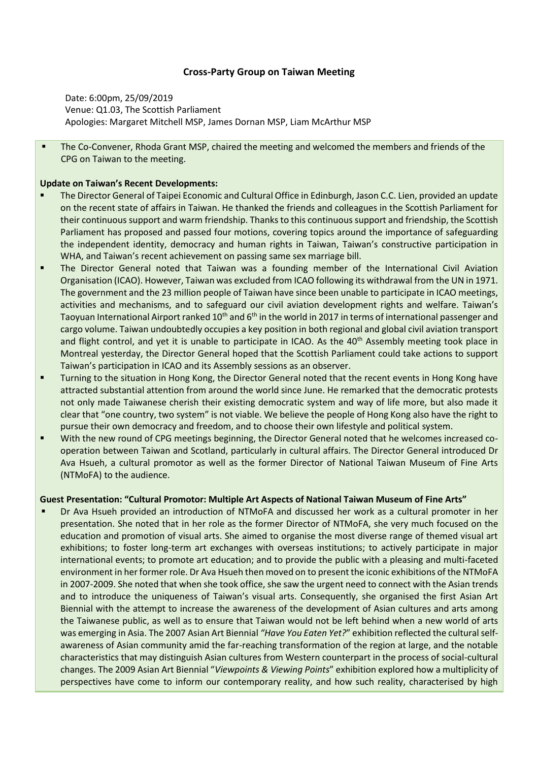**Cross-Party Group on Taiwan Meeting**

Date: 6:00pm, 25/09/2019
Venue: Q1.03, The Scottish Parliament
Apologies: Margaret Mitchell MSP, James Dornan MSP, Liam McArthur MSP

- The Co-Convener, Rhoda Grant MSP, chaired the meeting and welcomed the members and friends of the CPG on Taiwan to the meeting.

**Update on Taiwan's Recent Developments:**

- The Director General of Taipei Economic and Cultural Office in Edinburgh, Jason C.C. Lien, provided an update on the recent state of affairs in Taiwan. He thanked the friends and colleagues in the Scottish Parliament for their continuous support and warm friendship. Thanks to this continuous support and friendship, the Scottish Parliament has proposed and passed four motions, covering topics around the importance of safeguarding the independent identity, democracy and human rights in Taiwan, Taiwan's constructive participation in WHA, and Taiwan's recent achievement on passing same sex marriage bill.
- The Director General noted that Taiwan was a founding member of the International Civil Aviation Organisation (ICAO). However, Taiwan was excluded from ICAO following its withdrawal from the UN in 1971. The government and the 23 million people of Taiwan have since been unable to participate in ICAO meetings, activities and mechanisms, and to safeguard our civil aviation development rights and welfare. Taiwan's Taoyuan International Airport ranked 10th and 6th in the world in 2017 in terms of international passenger and cargo volume. Taiwan undoubtedly occupies a key position in both regional and global civil aviation transport and flight control, and yet it is unable to participate in ICAO. As the 40th Assembly meeting took place in Montreal yesterday, the Director General hoped that the Scottish Parliament could take actions to support Taiwan's participation in ICAO and its Assembly sessions as an observer.
- Turning to the situation in Hong Kong, the Director General noted that the recent events in Hong Kong have attracted substantial attention from around the world since June. He remarked that the democratic protests not only made Taiwanese cherish their existing democratic system and way of life more, but also made it clear that "one country, two system" is not viable. We believe the people of Hong Kong also have the right to pursue their own democracy and freedom, and to choose their own lifestyle and political system.
- With the new round of CPG meetings beginning, the Director General noted that he welcomes increased co-operation between Taiwan and Scotland, particularly in cultural affairs. The Director General introduced Dr Ava Hsueh, a cultural promotor as well as the former Director of National Taiwan Museum of Fine Arts (NTMoFA) to the audience.

**Guest Presentation: "Cultural Promotor: Multiple Art Aspects of National Taiwan Museum of Fine Arts"**

- Dr Ava Hsueh provided an introduction of NTMoFA and discussed her work as a cultural promoter in her presentation. She noted that in her role as the former Director of NTMoFA, she very much focused on the education and promotion of visual arts. She aimed to organise the most diverse range of themed visual art exhibitions; to foster long-term art exchanges with overseas institutions; to actively participate in major international events; to promote art education; and to provide the public with a pleasing and multi-faceted environment in her former role. Dr Ava Hsueh then moved on to present the iconic exhibitions of the NTMoFA in 2007-2009. She noted that when she took office, she saw the urgent need to connect with the Asian trends and to introduce the uniqueness of Taiwan's visual arts. Consequently, she organised the first Asian Art Biennial with the attempt to increase the awareness of the development of Asian cultures and arts among the Taiwanese public, as well as to ensure that Taiwan would not be left behind when a new world of arts was emerging in Asia. The 2007 Asian Art Biennial *"Have You Eaten Yet?*" exhibition reflected the cultural self-awareness of Asian community amid the far-reaching transformation of the region at large, and the notable characteristics that may distinguish Asian cultures from Western counterpart in the process of social-cultural changes. The 2009 Asian Art Biennial "*Viewpoints & Viewing Points*" exhibition explored how a multiplicity of perspectives have come to inform our contemporary reality, and how such reality, characterised by high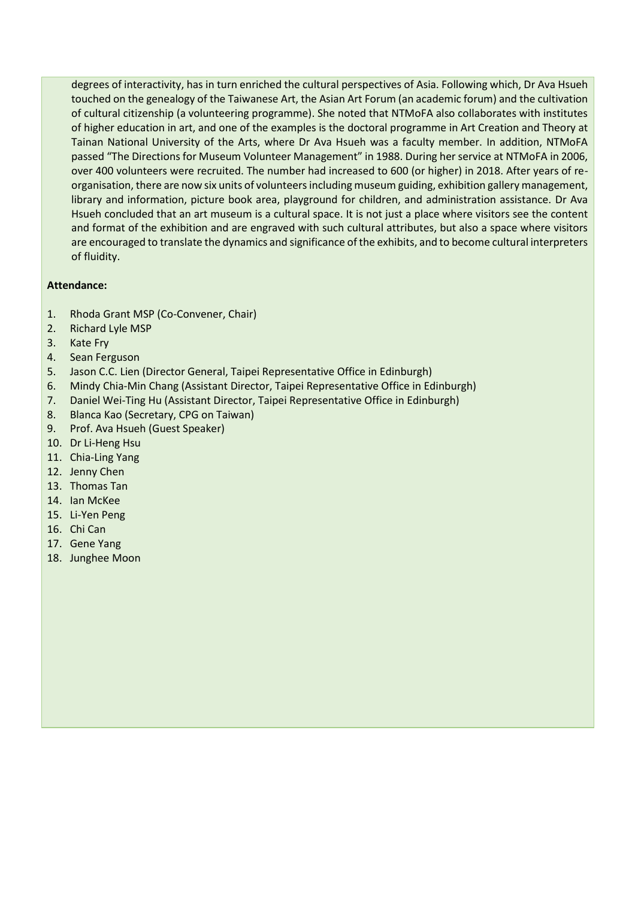degrees of interactivity, has in turn enriched the cultural perspectives of Asia. Following which, Dr Ava Hsueh touched on the genealogy of the Taiwanese Art, the Asian Art Forum (an academic forum) and the cultivation of cultural citizenship (a volunteering programme). She noted that NTMoFA also collaborates with institutes of higher education in art, and one of the examples is the doctoral programme in Art Creation and Theory at Tainan National University of the Arts, where Dr Ava Hsueh was a faculty member. In addition, NTMoFA passed "The Directions for Museum Volunteer Management" in 1988. During her service at NTMoFA in 2006, over 400 volunteers were recruited. The number had increased to 600 (or higher) in 2018. After years of re-organisation, there are now six units of volunteers including museum guiding, exhibition gallery management, library and information, picture book area, playground for children, and administration assistance. Dr Ava Hsueh concluded that an art museum is a cultural space. It is not just a place where visitors see the content and format of the exhibition and are engraved with such cultural attributes, but also a space where visitors are encouraged to translate the dynamics and significance of the exhibits, and to become cultural interpreters of fluidity.

**Attendance:**

1. Rhoda Grant MSP (Co-Convener, Chair)
2. Richard Lyle MSP
3. Kate Fry
4. Sean Ferguson
5. Jason C.C. Lien (Director General, Taipei Representative Office in Edinburgh)
6. Mindy Chia-Min Chang (Assistant Director, Taipei Representative Office in Edinburgh)
7. Daniel Wei-Ting Hu (Assistant Director, Taipei Representative Office in Edinburgh)
8. Blanca Kao (Secretary, CPG on Taiwan)
9. Prof. Ava Hsueh (Guest Speaker)
10. Dr Li-Heng Hsu
11. Chia-Ling Yang
12. Jenny Chen
13. Thomas Tan
14. Ian McKee
15. Li-Yen Peng
16. Chi Can
17. Gene Yang
18. Junghee Moon